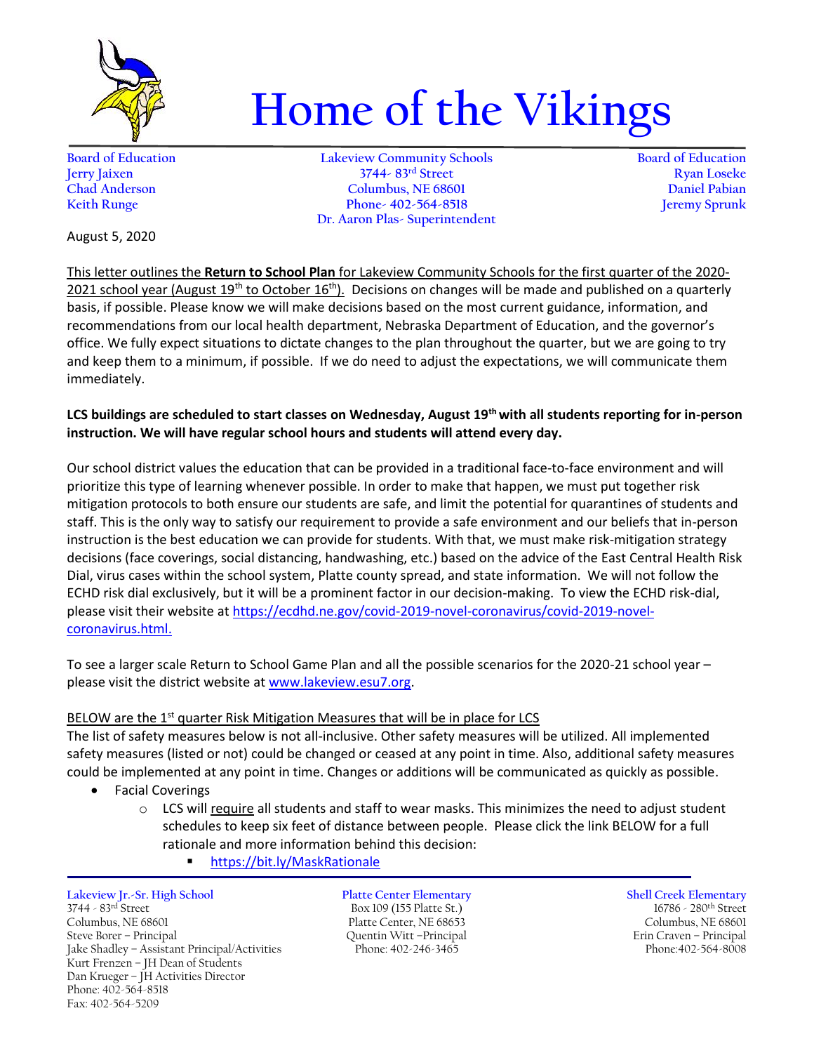# Home of the Vikings

**Board of Education**
Jerry Jaixen
Chad Anderson
Keith Runge

**Lakeview Community Schools**
3744- 83rd Street
Columbus, NE 68601
Phone- 402-564-8518
Dr. Aaron Plas- Superintendent

**Board of Education**
Ryan Loseke
Daniel Pabian
Jeremy Sprunk

August 5, 2020

This letter outlines the **Return to School Plan** for Lakeview Community Schools for the first quarter of the 2020-2021 school year (August 19th to October 16th). Decisions on changes will be made and published on a quarterly basis, if possible. Please know we will make decisions based on the most current guidance, information, and recommendations from our local health department, Nebraska Department of Education, and the governor's office. We fully expect situations to dictate changes to the plan throughout the quarter, but we are going to try and keep them to a minimum, if possible. If we do need to adjust the expectations, we will communicate them immediately.

**LCS buildings are scheduled to start classes on Wednesday, August 19th with all students reporting for in-person instruction. We will have regular school hours and students will attend every day.**

Our school district values the education that can be provided in a traditional face-to-face environment and will prioritize this type of learning whenever possible. In order to make that happen, we must put together risk mitigation protocols to both ensure our students are safe, and limit the potential for quarantines of students and staff. This is the only way to satisfy our requirement to provide a safe environment and our beliefs that in-person instruction is the best education we can provide for students. With that, we must make risk-mitigation strategy decisions (face coverings, social distancing, handwashing, etc.) based on the advice of the East Central Health Risk Dial, virus cases within the school system, Platte county spread, and state information. We will not follow the ECHD risk dial exclusively, but it will be a prominent factor in our decision-making. To view the ECHD risk-dial, please visit their website at https://ecdhd.ne.gov/covid-2019-novel-coronavirus/covid-2019-novel-coronavirus.html.

To see a larger scale Return to School Game Plan and all the possible scenarios for the 2020-21 school year – please visit the district website at www.lakeview.esu7.org.

BELOW are the 1st quarter Risk Mitigation Measures that will be in place for LCS

The list of safety measures below is not all-inclusive. Other safety measures will be utilized. All implemented safety measures (listed or not) could be changed or ceased at any point in time. Also, additional safety measures could be implemented at any point in time. Changes or additions will be communicated as quickly as possible.

- Facial Coverings
  - LCS will require all students and staff to wear masks. This minimizes the need to adjust student schedules to keep six feet of distance between people. Please click the link BELOW for a full rationale and more information behind this decision:
    - https://bit.ly/MaskRationale

**Lakeview Jr.-Sr. High School**
3744 - 83rd Street
Columbus, NE 68601
Steve Borer – Principal
Jake Shadley – Assistant Principal/Activities
Kurt Frenzen – JH Dean of Students
Dan Krueger – JH Activities Director
Phone: 402-564-8518
Fax: 402-564-5209

**Platte Center Elementary**
Box 109 (155 Platte St.)
Platte Center, NE 68653
Quentin Witt –Principal
Phone: 402-246-3465

**Shell Creek Elementary**
16786 - 280th Street
Columbus, NE 68601
Erin Craven – Principal
Phone:402-564-8008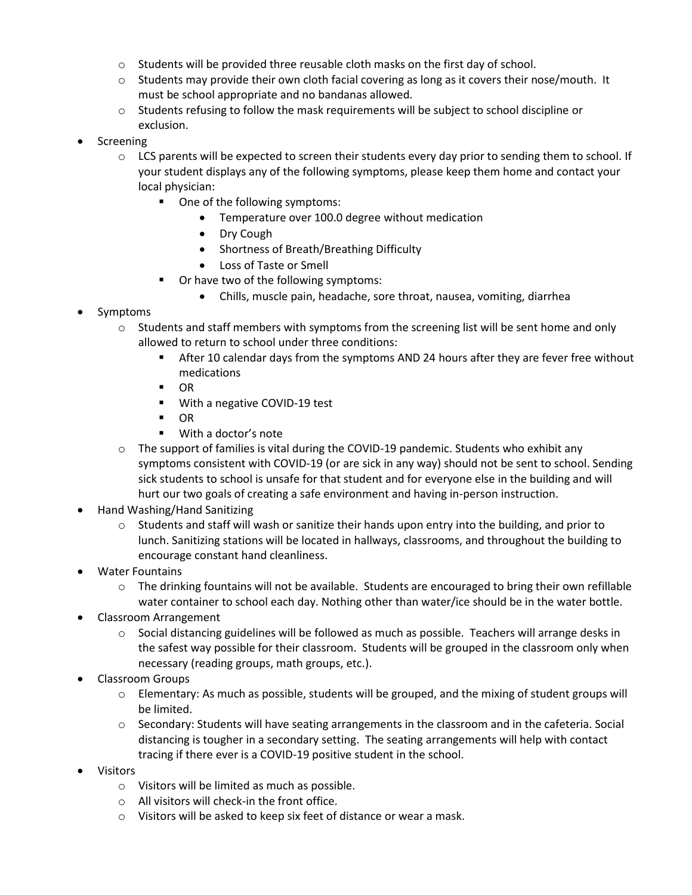- Students will be provided three reusable cloth masks on the first day of school.
  - Students may provide their own cloth facial covering as long as it covers their nose/mouth. It must be school appropriate and no bandanas allowed.
  - Students refusing to follow the mask requirements will be subject to school discipline or exclusion.
- Screening
  - LCS parents will be expected to screen their students every day prior to sending them to school. If your student displays any of the following symptoms, please keep them home and contact your local physician:
    - One of the following symptoms:
      - Temperature over 100.0 degree without medication
      - Dry Cough
      - Shortness of Breath/Breathing Difficulty
      - Loss of Taste or Smell
    - Or have two of the following symptoms:
      - Chills, muscle pain, headache, sore throat, nausea, vomiting, diarrhea
- Symptoms
  - Students and staff members with symptoms from the screening list will be sent home and only allowed to return to school under three conditions:
    - After 10 calendar days from the symptoms AND 24 hours after they are fever free without medications
    - OR
    - With a negative COVID-19 test
    - OR
    - With a doctor's note
  - The support of families is vital during the COVID-19 pandemic. Students who exhibit any symptoms consistent with COVID-19 (or are sick in any way) should not be sent to school. Sending sick students to school is unsafe for that student and for everyone else in the building and will hurt our two goals of creating a safe environment and having in-person instruction.
- Hand Washing/Hand Sanitizing
  - Students and staff will wash or sanitize their hands upon entry into the building, and prior to lunch. Sanitizing stations will be located in hallways, classrooms, and throughout the building to encourage constant hand cleanliness.
- Water Fountains
  - The drinking fountains will not be available. Students are encouraged to bring their own refillable water container to school each day. Nothing other than water/ice should be in the water bottle.
- Classroom Arrangement
  - Social distancing guidelines will be followed as much as possible. Teachers will arrange desks in the safest way possible for their classroom. Students will be grouped in the classroom only when necessary (reading groups, math groups, etc.).
- Classroom Groups
  - Elementary: As much as possible, students will be grouped, and the mixing of student groups will be limited.
  - Secondary: Students will have seating arrangements in the classroom and in the cafeteria. Social distancing is tougher in a secondary setting. The seating arrangements will help with contact tracing if there ever is a COVID-19 positive student in the school.
- Visitors
  - Visitors will be limited as much as possible.
  - All visitors will check-in the front office.
  - Visitors will be asked to keep six feet of distance or wear a mask.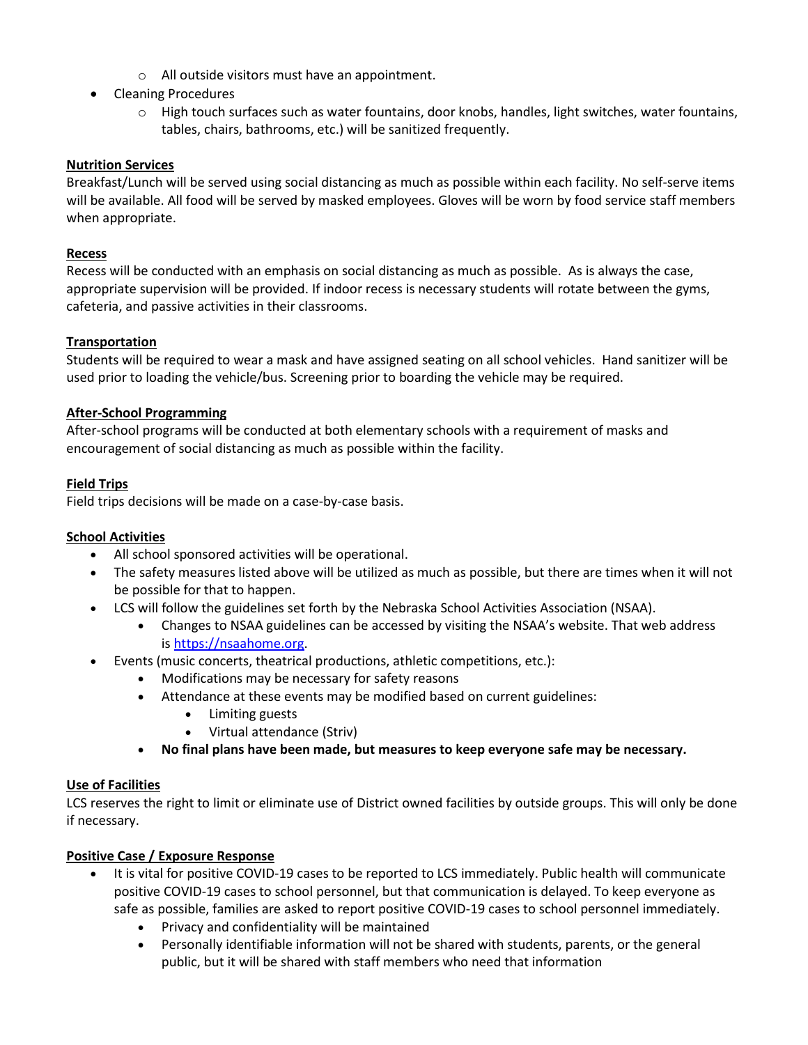- All outside visitors must have an appointment.
- Cleaning Procedures
  - High touch surfaces such as water fountains, door knobs, handles, light switches, water fountains, tables, chairs, bathrooms, etc.) will be sanitized frequently.

**Nutrition Services**

Breakfast/Lunch will be served using social distancing as much as possible within each facility. No self-serve items will be available. All food will be served by masked employees. Gloves will be worn by food service staff members when appropriate.

**Recess**

Recess will be conducted with an emphasis on social distancing as much as possible. As is always the case, appropriate supervision will be provided. If indoor recess is necessary students will rotate between the gyms, cafeteria, and passive activities in their classrooms.

**Transportation**

Students will be required to wear a mask and have assigned seating on all school vehicles. Hand sanitizer will be used prior to loading the vehicle/bus. Screening prior to boarding the vehicle may be required.

**After-School Programming**

After-school programs will be conducted at both elementary schools with a requirement of masks and encouragement of social distancing as much as possible within the facility.

**Field Trips**

Field trips decisions will be made on a case-by-case basis.

**School Activities**

- All school sponsored activities will be operational.
- The safety measures listed above will be utilized as much as possible, but there are times when it will not be possible for that to happen.
- LCS will follow the guidelines set forth by the Nebraska School Activities Association (NSAA).
  - Changes to NSAA guidelines can be accessed by visiting the NSAA's website. That web address is [https://nsaahome.org](https://nsaahome.org).
- Events (music concerts, theatrical productions, athletic competitions, etc.):
  - Modifications may be necessary for safety reasons
  - Attendance at these events may be modified based on current guidelines:
    - Limiting guests
    - Virtual attendance (Striv)
  - **No final plans have been made, but measures to keep everyone safe may be necessary.**

**Use of Facilities**

LCS reserves the right to limit or eliminate use of District owned facilities by outside groups. This will only be done if necessary.

**Positive Case / Exposure Response**

- It is vital for positive COVID-19 cases to be reported to LCS immediately. Public health will communicate positive COVID-19 cases to school personnel, but that communication is delayed. To keep everyone as safe as possible, families are asked to report positive COVID-19 cases to school personnel immediately.
  - Privacy and confidentiality will be maintained
  - Personally identifiable information will not be shared with students, parents, or the general public, but it will be shared with staff members who need that information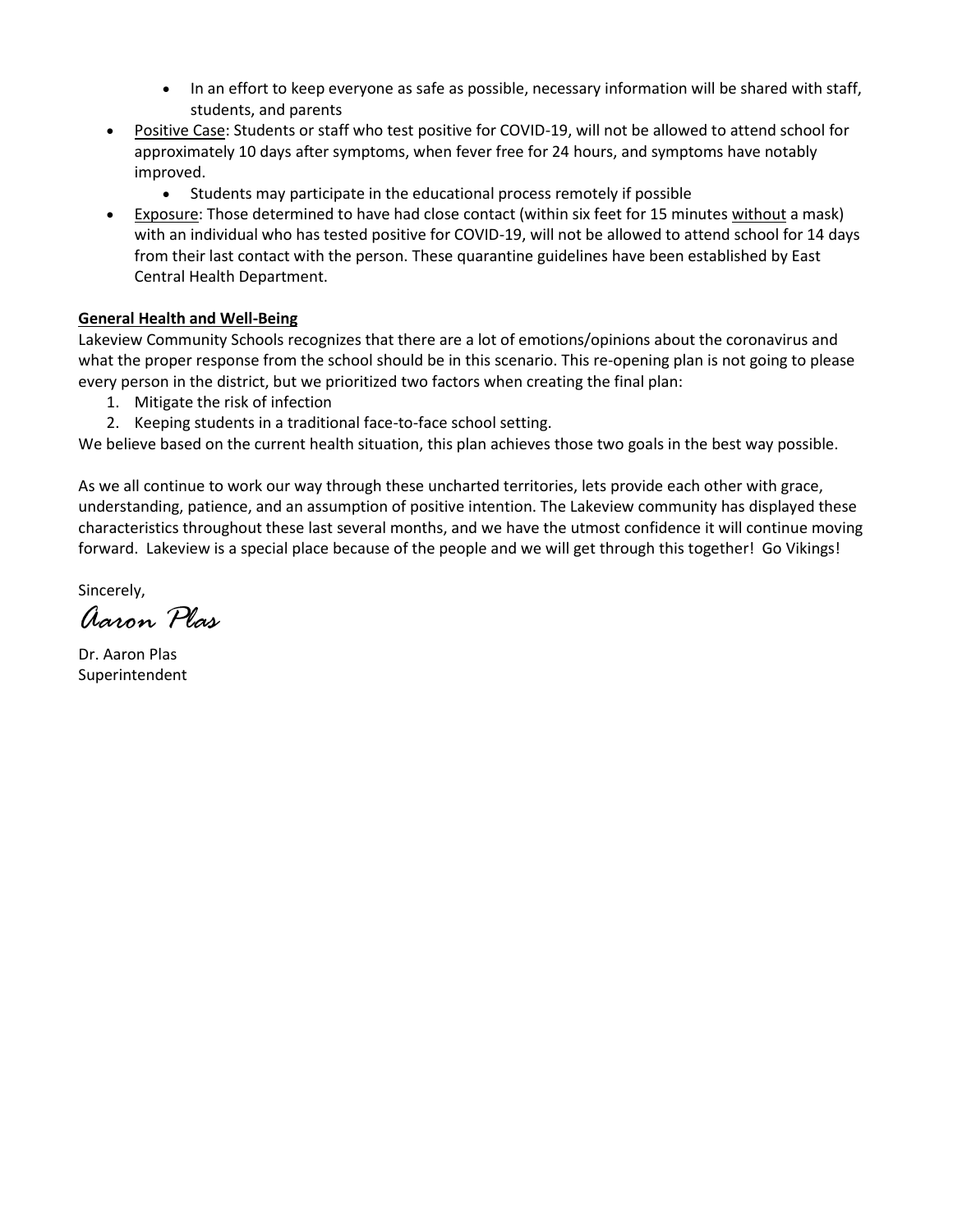- In an effort to keep everyone as safe as possible, necessary information will be shared with staff, students, and parents
- Positive Case: Students or staff who test positive for COVID-19, will not be allowed to attend school for approximately 10 days after symptoms, when fever free for 24 hours, and symptoms have notably improved.
    - Students may participate in the educational process remotely if possible
- Exposure: Those determined to have had close contact (within six feet for 15 minutes without a mask) with an individual who has tested positive for COVID-19, will not be allowed to attend school for 14 days from their last contact with the person. These quarantine guidelines have been established by East Central Health Department.

**General Health and Well-Being**

Lakeview Community Schools recognizes that there are a lot of emotions/opinions about the coronavirus and what the proper response from the school should be in this scenario. This re-opening plan is not going to please every person in the district, but we prioritized two factors when creating the final plan:

1. Mitigate the risk of infection
2. Keeping students in a traditional face-to-face school setting.

We believe based on the current health situation, this plan achieves those two goals in the best way possible.

As we all continue to work our way through these uncharted territories, lets provide each other with grace, understanding, patience, and an assumption of positive intention. The Lakeview community has displayed these characteristics throughout these last several months, and we have the utmost confidence it will continue moving forward. Lakeview is a special place because of the people and we will get through this together! Go Vikings!

Sincerely,

*Aaron Plas*

Dr. Aaron Plas
Superintendent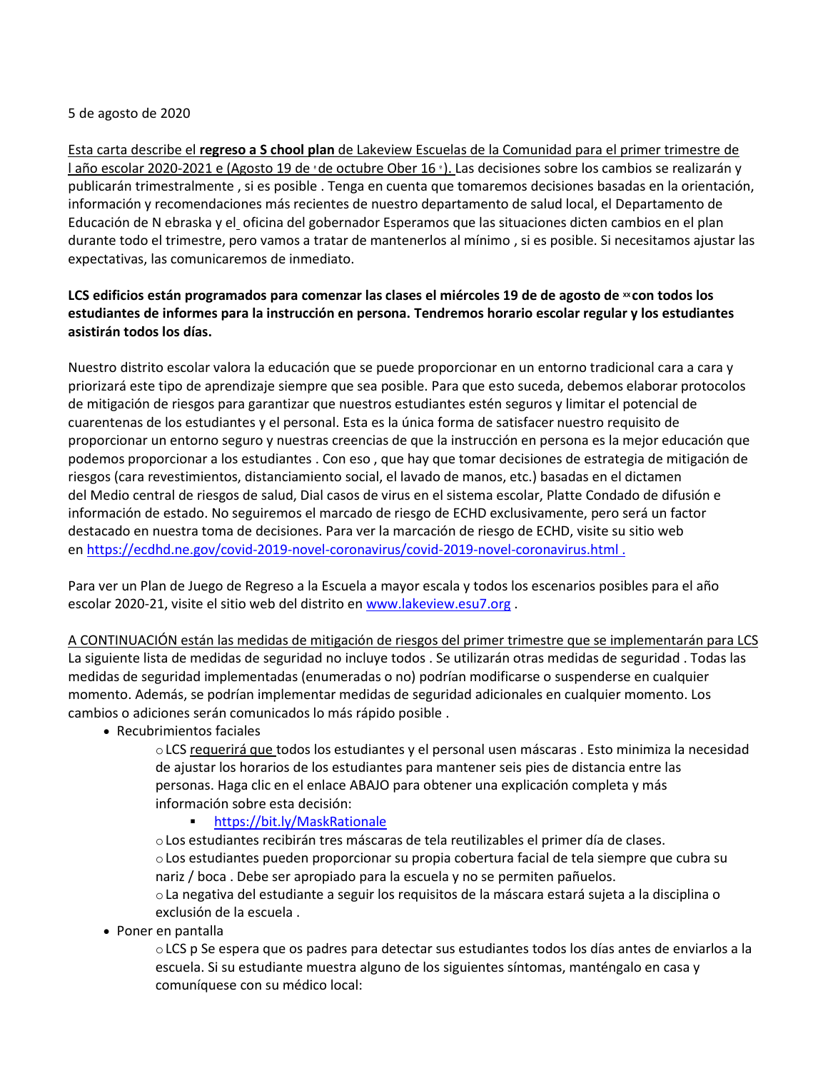5 de agosto de 2020

Esta carta describe el **regreso a S chool plan** de Lakeview Escuelas de la Comunidad para el primer trimestre de l año escolar 2020-2021 e (Agosto 19 de ᵗ de octubre Ober 16 ᵗ). Las decisiones sobre los cambios se realizarán y publicarán trimestralmente , si es posible . Tenga en cuenta que tomaremos decisiones basadas en la orientación, información y recomendaciones más recientes de nuestro departamento de salud local, el Departamento de Educación de N ebraska y el oficina del gobernador Esperamos que las situaciones dicten cambios en el plan durante todo el trimestre, pero vamos a tratar de mantenerlos al mínimo , si es posible. Si necesitamos ajustar las expectativas, las comunicaremos de inmediato.

**LCS edificios están programados para comenzar las clases el miércoles 19 de de agosto de ᵗʰ con todos los estudiantes de informes para la instrucción en persona. Tendremos horario escolar regular y los estudiantes asistirán todos los días.**

Nuestro distrito escolar valora la educación que se puede proporcionar en un entorno tradicional cara a cara y priorizará este tipo de aprendizaje siempre que sea posible. Para que esto suceda, debemos elaborar protocolos de mitigación de riesgos para garantizar que nuestros estudiantes estén seguros y limitar el potencial de cuarentenas de los estudiantes y el personal. Esta es la única forma de satisfacer nuestro requisito de proporcionar un entorno seguro y nuestras creencias de que la instrucción en persona es la mejor educación que podemos proporcionar a los estudiantes . Con eso , que hay que tomar decisiones de estrategia de mitigación de riesgos (cara revestimientos, distanciamiento social, el lavado de manos, etc.) basadas en el dictamen del Medio central de riesgos de salud, Dial casos de virus en el sistema escolar, Platte Condado de difusión e información de estado. No seguiremos el marcado de riesgo de ECHD exclusivamente, pero será un factor destacado en nuestra toma de decisiones. Para ver la marcación de riesgo de ECHD, visite su sitio web en https://ecdhd.ne.gov/covid-2019-novel-coronavirus/covid-2019-novel-coronavirus.html .

Para ver un Plan de Juego de Regreso a la Escuela a mayor escala y todos los escenarios posibles para el año escolar 2020-21, visite el sitio web del distrito en www.lakeview.esu7.org .

A CONTINUACIÓN están las medidas de mitigación de riesgos del primer trimestre que se implementarán para LCS

La siguiente lista de medidas de seguridad no incluye todos . Se utilizarán otras medidas de seguridad . Todas las medidas de seguridad implementadas (enumeradas o no) podrían modificarse o suspenderse en cualquier momento. Además, se podrían implementar medidas de seguridad adicionales en cualquier momento. Los cambios o adiciones serán comunicados lo más rápido posible .

- Recubrimientos faciales
  - LCS requerirá que todos los estudiantes y el personal usen máscaras . Esto minimiza la necesidad de ajustar los horarios de los estudiantes para mantener seis pies de distancia entre las personas. Haga clic en el enlace ABAJO para obtener una explicación completa y más información sobre esta decisión:
    - https://bit.ly/MaskRationale
  - Los estudiantes recibirán tres máscaras de tela reutilizables el primer día de clases.
  - Los estudiantes pueden proporcionar su propia cobertura facial de tela siempre que cubra su nariz / boca . Debe ser apropiado para la escuela y no se permiten pañuelos.
  - La negativa del estudiante a seguir los requisitos de la máscara estará sujeta a la disciplina o exclusión de la escuela .
- Poner en pantalla
  - LCS p Se espera que os padres para detectar sus estudiantes todos los días antes de enviarlos a la escuela. Si su estudiante muestra alguno de los siguientes síntomas, manténgalo en casa y comuníquese con su médico local: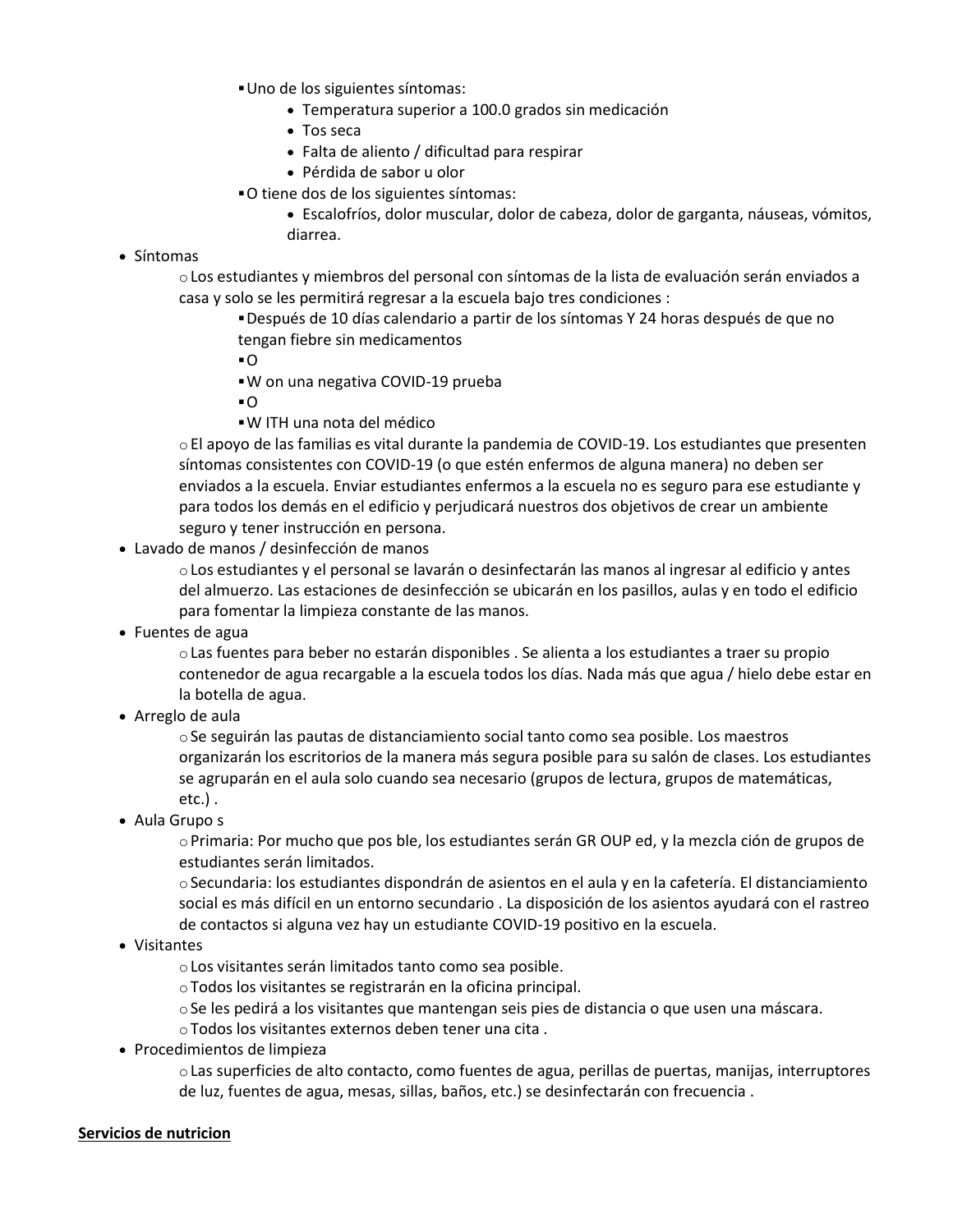- Uno de los siguientes síntomas:
  - Temperatura superior a 100.0 grados sin medicación
  - Tos seca
  - Falta de aliento / dificultad para respirar
  - Pérdida de sabor u olor
- O tiene dos de los siguientes síntomas:
  - Escalofríos, dolor muscular, dolor de cabeza, dolor de garganta, náuseas, vómitos, diarrea.

- Síntomas
  - Los estudiantes y miembros del personal con síntomas de la lista de evaluación serán enviados a casa y solo se les permitirá regresar a la escuela bajo tres condiciones :
    - Después de 10 días calendario a partir de los síntomas Y 24 horas después de que no tengan fiebre sin medicamentos
    - O
    - W on una negativa COVID-19 prueba
    - O
    - W ITH una nota del médico
  - El apoyo de las familias es vital durante la pandemia de COVID-19. Los estudiantes que presenten síntomas consistentes con COVID-19 (o que estén enfermos de alguna manera) no deben ser enviados a la escuela. Enviar estudiantes enfermos a la escuela no es seguro para ese estudiante y para todos los demás en el edificio y perjudicará nuestros dos objetivos de crear un ambiente seguro y tener instrucción en persona.
- Lavado de manos / desinfección de manos
  - Los estudiantes y el personal se lavarán o desinfectarán las manos al ingresar al edificio y antes del almuerzo. Las estaciones de desinfección se ubicarán en los pasillos, aulas y en todo el edificio para fomentar la limpieza constante de las manos.
- Fuentes de agua
  - Las fuentes para beber no estarán disponibles . Se alienta a los estudiantes a traer su propio contenedor de agua recargable a la escuela todos los días. Nada más que agua / hielo debe estar en la botella de agua.
- Arreglo de aula
  - Se seguirán las pautas de distanciamiento social tanto como sea posible. Los maestros organizarán los escritorios de la manera más segura posible para su salón de clases. Los estudiantes se agruparán en el aula solo cuando sea necesario (grupos de lectura, grupos de matemáticas, etc.) .
- Aula Grupo s
  - Primaria: Por mucho que pos ble, los estudiantes serán GR OUP ed, y la mezcla ción de grupos de estudiantes serán limitados.
  - Secundaria: los estudiantes dispondrán de asientos en el aula y en la cafetería. El distanciamiento social es más difícil en un entorno secundario . La disposición de los asientos ayudará con el rastreo de contactos si alguna vez hay un estudiante COVID-19 positivo en la escuela.
- Visitantes
  - Los visitantes serán limitados tanto como sea posible.
  - Todos los visitantes se registrarán en la oficina principal.
  - Se les pedirá a los visitantes que mantengan seis pies de distancia o que usen una máscara.
  - Todos los visitantes externos deben tener una cita .
- Procedimientos de limpieza
  - Las superficies de alto contacto, como fuentes de agua, perillas de puertas, manijas, interruptores de luz, fuentes de agua, mesas, sillas, baños, etc.) se desinfectarán con frecuencia .

**<u>Servicios de nutricion</u>**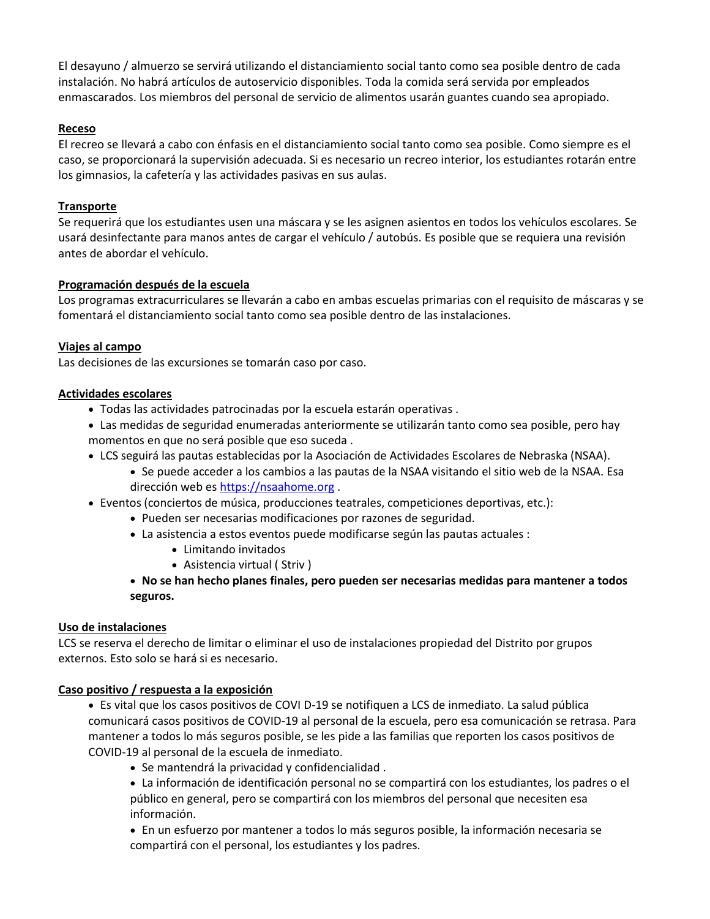El desayuno / almuerzo se servirá utilizando el distanciamiento social tanto como sea posible dentro de cada instalación. No habrá artículos de autoservicio disponibles. Toda la comida será servida por empleados enmascarados. Los miembros del personal de servicio de alimentos usarán guantes cuando sea apropiado.

**Receso**

El recreo se llevará a cabo con énfasis en el distanciamiento social tanto como sea posible. Como siempre es el caso, se proporcionará la supervisión adecuada. Si es necesario un recreo interior, los estudiantes rotarán entre los gimnasios, la cafetería y las actividades pasivas en sus aulas.

**Transporte**

Se requerirá que los estudiantes usen una máscara y se les asignen asientos en todos los vehículos escolares. Se usará desinfectante para manos antes de cargar el vehículo / autobús. Es posible que se requiera una revisión antes de abordar el vehículo.

**Programación después de la escuela**

Los programas extracurriculares se llevarán a cabo en ambas escuelas primarias con el requisito de máscaras y se fomentará el distanciamiento social tanto como sea posible dentro de las instalaciones.

**Viajes al campo**

Las decisiones de las excursiones se tomarán caso por caso.

**Actividades escolares**

- Todas las actividades patrocinadas por la escuela estarán operativas .
- Las medidas de seguridad enumeradas anteriormente se utilizarán tanto como sea posible, pero hay momentos en que no será posible que eso suceda .
- LCS seguirá las pautas establecidas por la Asociación de Actividades Escolares de Nebraska (NSAA).
    - Se puede acceder a los cambios a las pautas de la NSAA visitando el sitio web de la NSAA. Esa dirección web es https://nsaahome.org .
- Eventos (conciertos de música, producciones teatrales, competiciones deportivas, etc.):
    - Pueden ser necesarias modificaciones por razones de seguridad.
    - La asistencia a estos eventos puede modificarse según las pautas actuales :
        - Limitando invitados
        - Asistencia virtual ( Striv )
    - **No se han hecho planes finales, pero pueden ser necesarias medidas para mantener a todos seguros.**

**Uso de instalaciones**

LCS se reserva el derecho de limitar o eliminar el uso de instalaciones propiedad del Distrito por grupos externos. Esto solo se hará si es necesario.

**Caso positivo / respuesta a la exposición**

- Es vital que los casos positivos de COVI D-19 se notifiquen a LCS de inmediato. La salud pública comunicará casos positivos de COVID-19 al personal de la escuela, pero esa comunicación se retrasa. Para mantener a todos lo más seguros posible, se les pide a las familias que reporten los casos positivos de COVID-19 al personal de la escuela de inmediato.
    - Se mantendrá la privacidad y confidencialidad .
    - La información de identificación personal no se compartirá con los estudiantes, los padres o el público en general, pero se compartirá con los miembros del personal que necesiten esa información.
    - En un esfuerzo por mantener a todos lo más seguros posible, la información necesaria se compartirá con el personal, los estudiantes y los padres.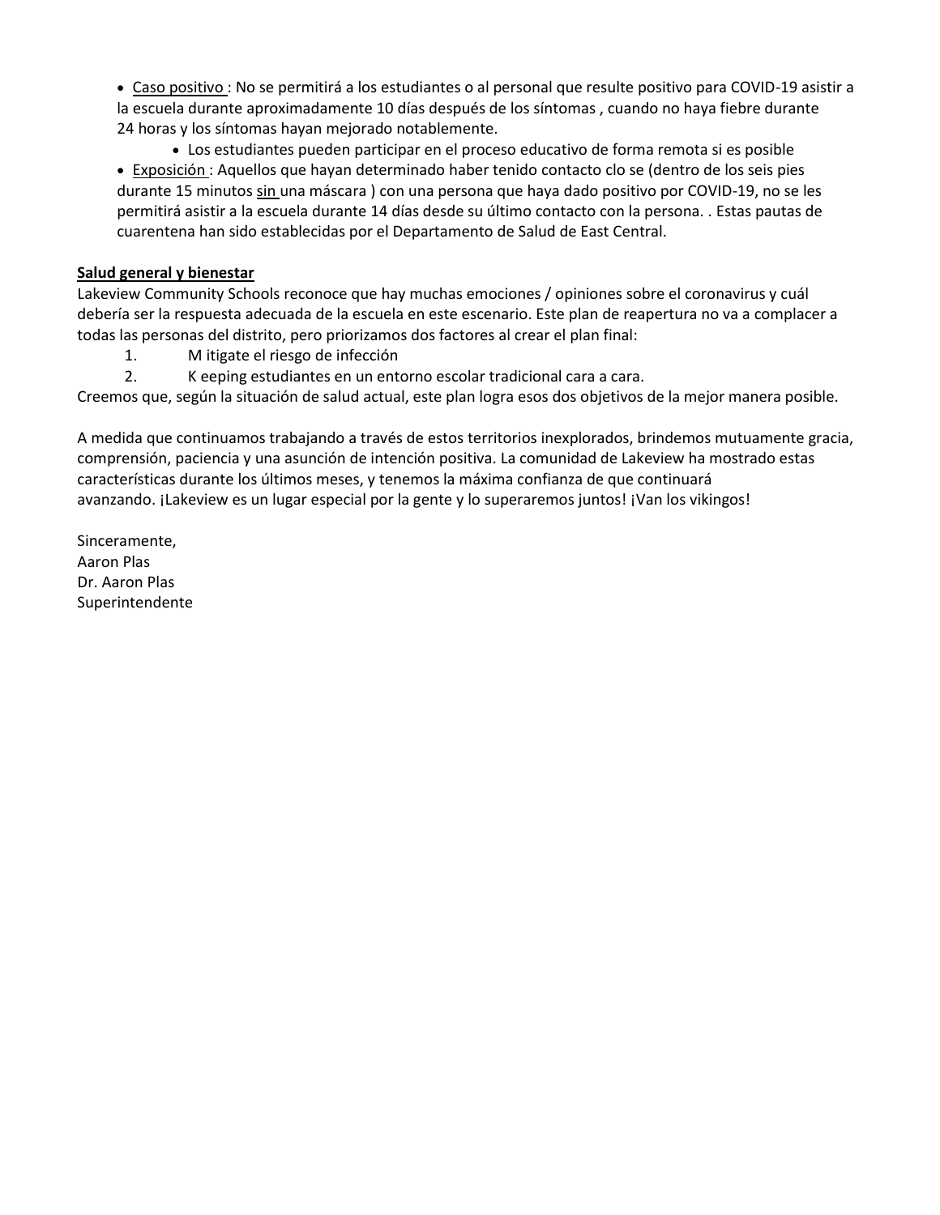- Caso positivo : No se permitirá a los estudiantes o al personal que resulte positivo para COVID-19 asistir a la escuela durante aproximadamente 10 días después de los síntomas , cuando no haya fiebre durante 24 horas y los síntomas hayan mejorado notablemente.
    - Los estudiantes pueden participar en el proceso educativo de forma remota si es posible
- Exposición : Aquellos que hayan determinado haber tenido contacto clo se (dentro de los seis pies durante 15 minutos sin una máscara ) con una persona que haya dado positivo por COVID-19, no se les permitirá asistir a la escuela durante 14 días desde su último contacto con la persona. . Estas pautas de cuarentena han sido establecidas por el Departamento de Salud de East Central.

**Salud general y bienestar**

Lakeview Community Schools reconoce que hay muchas emociones / opiniones sobre el coronavirus y cuál debería ser la respuesta adecuada de la escuela en este escenario. Este plan de reapertura no va a complacer a todas las personas del distrito, pero priorizamos dos factores al crear el plan final:

1. M itigate el riesgo de infección
2. K eeping estudiantes en un entorno escolar tradicional cara a cara.

Creemos que, según la situación de salud actual, este plan logra esos dos objetivos de la mejor manera posible.

A medida que continuamos trabajando a través de estos territorios inexplorados, brindemos mutuamente gracia, comprensión, paciencia y una asunción de intención positiva. La comunidad de Lakeview ha mostrado estas características durante los últimos meses, y tenemos la máxima confianza de que continuará avanzando. ¡Lakeview es un lugar especial por la gente y lo superaremos juntos! ¡Van los vikingos!

Sinceramente,
Aaron Plas
Dr. Aaron Plas
Superintendente